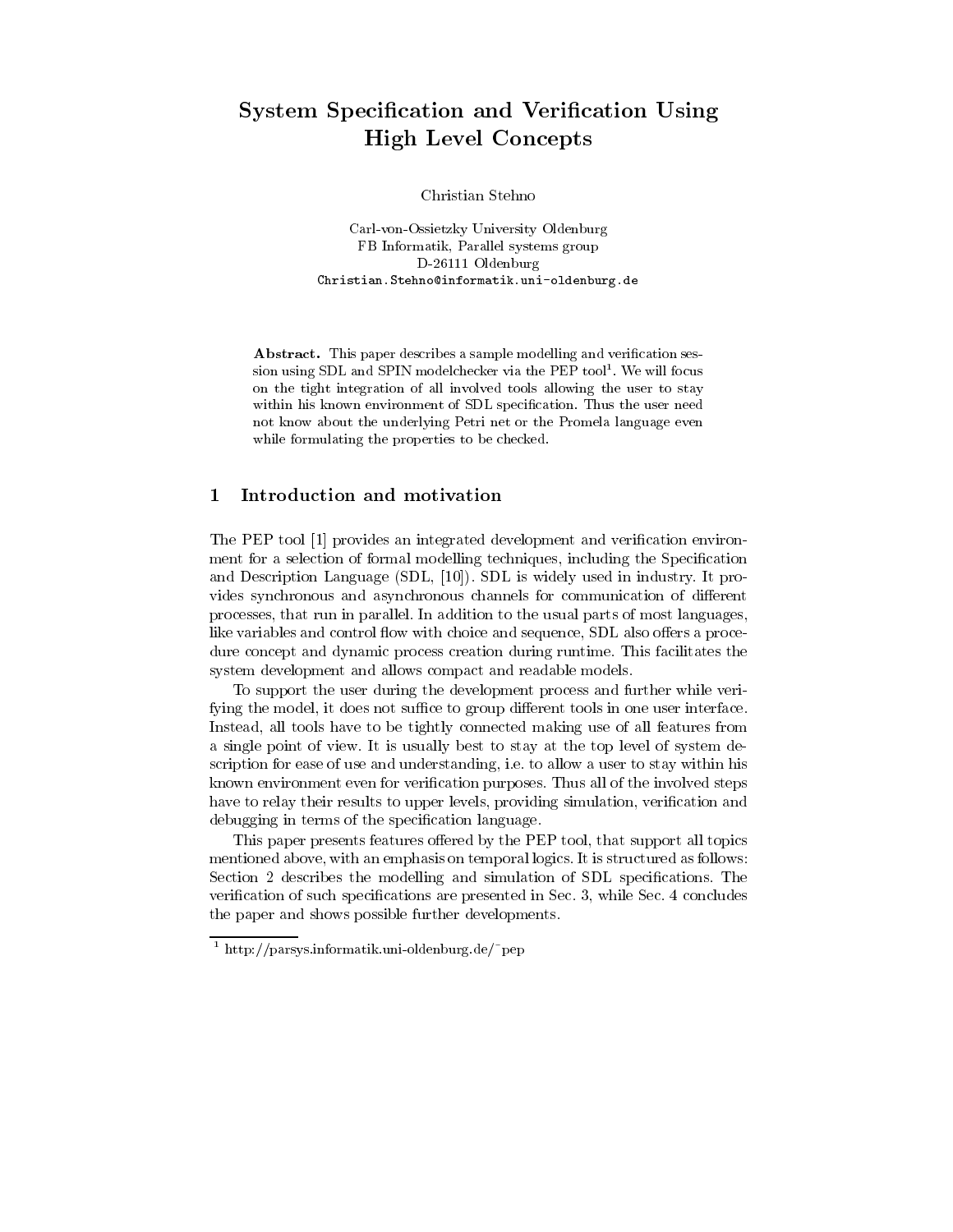# System Specification and Verification Using High Level Concepts

Christian Stehno

Carl-von-Ossietzky University Oldenburg
FB Informatik, Parallel systems group
D-26111 Oldenburg
Christian.Stehno@informatik.uni-oldenburg.de

**Abstract.** This paper describes a sample modelling and verification session using SDL and SPIN modelchecker via the PEP tool[1]. We will focus on the tight integration of all involved tools allowing the user to stay within his known environment of SDL specification. Thus the user need not know about the underlying Petri net or the Promela language even while formulating the properties to be checked.

## 1 Introduction and motivation

The PEP tool [1] provides an integrated development and verification environment for a selection of formal modelling techniques, including the Specification and Description Language (SDL, [10]). SDL is widely used in industry. It provides synchronous and asynchronous channels for communication of different processes, that run in parallel. In addition to the usual parts of most languages, like variables and control flow with choice and sequence, SDL also offers a procedure concept and dynamic process creation during runtime. This facilitates the system development and allows compact and readable models.

To support the user during the development process and further while verifying the model, it does not suffice to group different tools in one user interface. Instead, all tools have to be tightly connected making use of all features from a single point of view. It is usually best to stay at the top level of system description for ease of use and understanding, i.e. to allow a user to stay within his known environment even for verification purposes. Thus all of the involved steps have to relay their results to upper levels, providing simulation, verification and debugging in terms of the specification language.

This paper presents features offered by the PEP tool, that support all topics mentioned above, with an emphasis on temporal logics. It is structured as follows: Section 2 describes the modelling and simulation of SDL specifications. The verification of such specifications are presented in Sec. 3, while Sec. 4 concludes the paper and shows possible further developments.

[1] http://parsys.informatik.uni-oldenburg.de/~pep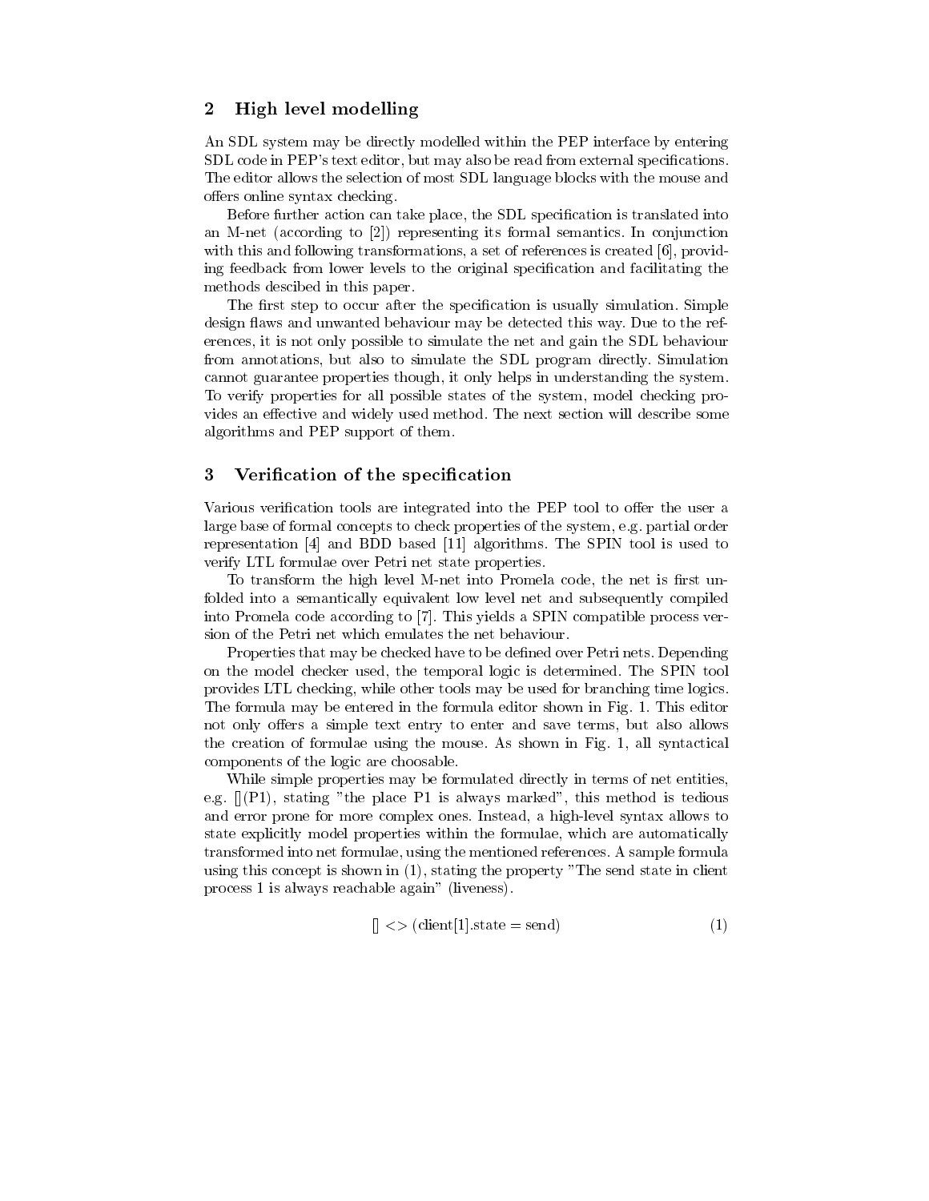## 2 High level modelling

An SDL system may be directly modelled within the PEP interface by entering SDL code in PEP's text editor, but may also be read from external specifications. The editor allows the selection of most SDL language blocks with the mouse and offers online syntax checking.

Before further action can take place, the SDL specification is translated into an M-net (according to [2]) representing its formal semantics. In conjunction with this and following transformations, a set of references is created [6], providing feedback from lower levels to the original specification and facilitating the methods descibed in this paper.

The first step to occur after the specification is usually simulation. Simple design flaws and unwanted behaviour may be detected this way. Due to the references, it is not only possible to simulate the net and gain the SDL behaviour from annotations, but also to simulate the SDL program directly. Simulation cannot guarantee properties though, it only helps in understanding the system. To verify properties for all possible states of the system, model checking provides an effective and widely used method. The next section will describe some algorithms and PEP support of them.

## 3 Verification of the specification

Various verification tools are integrated into the PEP tool to offer the user a large base of formal concepts to check properties of the system, e.g. partial order representation [4] and BDD based [11] algorithms. The SPIN tool is used to verify LTL formulae over Petri net state properties.

To transform the high level M-net into Promela code, the net is first unfolded into a semantically equivalent low level net and subsequently compiled into Promela code according to [7]. This yields a SPIN compatible process version of the Petri net which emulates the net behaviour.

Properties that may be checked have to be defined over Petri nets. Depending on the model checker used, the temporal logic is determined. The SPIN tool provides LTL checking, while other tools may be used for branching time logics. The formula may be entered in the formula editor shown in Fig. 1. This editor not only offers a simple text entry to enter and save terms, but also allows the creation of formulae using the mouse. As shown in Fig. 1, all syntactical components of the logic are choosable.

While simple properties may be formulated directly in terms of net entities, e.g. [](P1), stating "the place P1 is always marked", this method is tedious and error prone for more complex ones. Instead, a high-level syntax allows to state explicitly model properties within the formulae, which are automatically transformed into net formulae, using the mentioned references. A sample formula using this concept is shown in (1), stating the property "The send state in client process 1 is always reachable again" (liveness).

$$[\,] <> (\text{client}[1].\text{state} = \text{send}) \tag{1}$$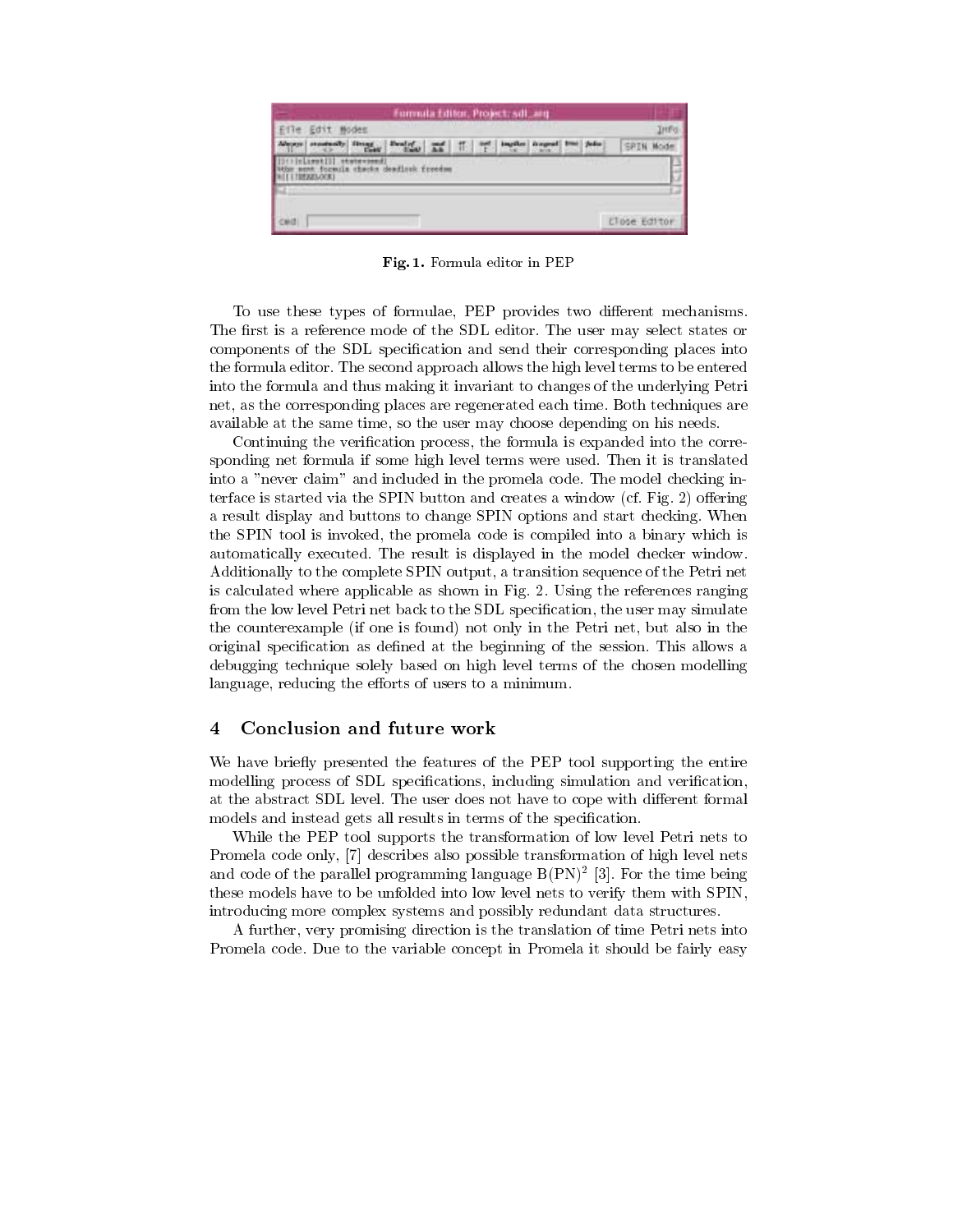Fig. 1. Formula editor in PEP

To use these types of formulae, PEP provides two different mechanisms. The first is a reference mode of the SDL editor. The user may select states or components of the SDL specification and send their corresponding places into the formula editor. The second approach allows the high level terms to be entered into the formula and thus making it invariant to changes of the underlying Petri net, as the corresponding places are regenerated each time. Both techniques are available at the same time, so the user may choose depending on his needs.

Continuing the verification process, the formula is expanded into the corresponding net formula if some high level terms were used. Then it is translated into a "never claim" and included in the promela code. The model checking interface is started via the SPIN button and creates a window (cf. Fig. 2) offering a result display and buttons to change SPIN options and start checking. When the SPIN tool is invoked, the promela code is compiled into a binary which is automatically executed. The result is displayed in the model checker window. Additionally to the complete SPIN output, a transition sequence of the Petri net is calculated where applicable as shown in Fig. 2. Using the references ranging from the low level Petri net back to the SDL specification, the user may simulate the counterexample (if one is found) not only in the Petri net, but also in the original specification as defined at the beginning of the session. This allows a debugging technique solely based on high level terms of the chosen modelling language, reducing the efforts of users to a minimum.

## 4 Conclusion and future work

We have briefly presented the features of the PEP tool supporting the entire modelling process of SDL specifications, including simulation and verification, at the abstract SDL level. The user does not have to cope with different formal models and instead gets all results in terms of the specification.

While the PEP tool supports the transformation of low level Petri nets to Promela code only, [7] describes also possible transformation of high level nets and code of the parallel programming language $B(PN)^2$ [3]. For the time being these models have to be unfolded into low level nets to verify them with SPIN, introducing more complex systems and possibly redundant data structures.

A further, very promising direction is the translation of time Petri nets into Promela code. Due to the variable concept in Promela it should be fairly easy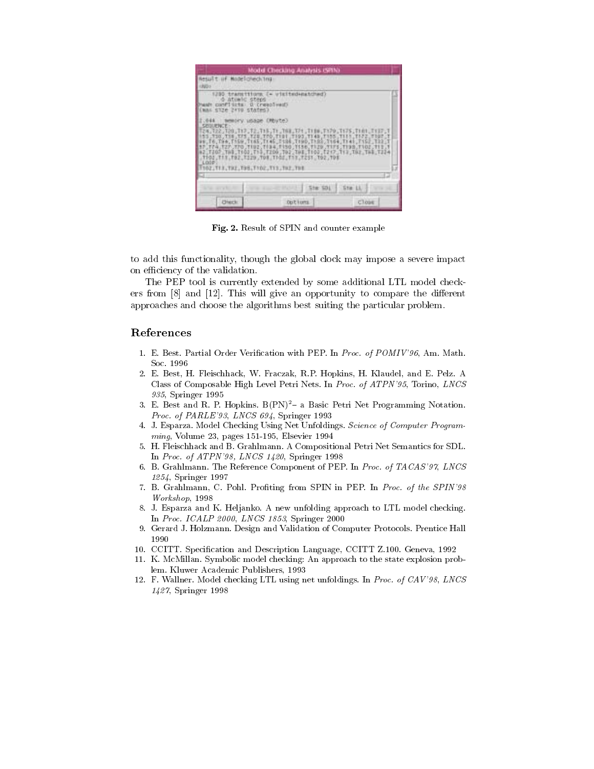**Fig. 2.** Result of SPIN and counter example

to add this functionality, though the global clock may impose a severe impact on efficiency of the validation.

The PEP tool is currently extended by some additional LTL model checkers from [8] and [12]. This will give an opportunity to compare the different approaches and choose the algorithms best suiting the particular problem.

## References

1. E. Best. Partial Order Verification with PEP. In *Proc. of POMIV'96*, Am. Math. Soc. 1996
2. E. Best, H. Fleischhack, W. Fraczak, R.P. Hopkins, H. Klaudel, and E. Pelz. A Class of Composable High Level Petri Nets. In *Proc. of ATPN'95*, Torino, *LNCS 935*, Springer 1995
3. E. Best and R. P. Hopkins. $B(PN)^2$– a Basic Petri Net Programming Notation. *Proc. of PARLE'93*, *LNCS 694*, Springer 1993
4. J. Esparza. Model Checking Using Net Unfoldings. *Science of Computer Programming*, Volume 23, pages 151-195, Elsevier 1994
5. H. Fleischhack and B. Grahlmann. A Compositional Petri Net Semantics for SDL. In *Proc. of ATPN'98*, *LNCS 1420*, Springer 1998
6. B. Grahlmann. The Reference Component of PEP. In *Proc. of TACAS'97*, *LNCS 1254*, Springer 1997
7. B. Grahlmann, C. Pohl. Profiting from SPIN in PEP. In *Proc. of the SPIN'98 Workshop*, 1998
8. J. Esparza and K. Heljanko. A new unfolding approach to LTL model checking. In *Proc. ICALP 2000*, *LNCS 1853*, Springer 2000
9. Gerard J. Holzmann. Design and Validation of Computer Protocols. Prentice Hall 1990
10. CCITT. Specification and Description Language, CCITT Z.100. Geneva, 1992
11. K. McMillan. Symbolic model checking: An approach to the state explosion problem. Kluwer Academic Publishers, 1993
12. F. Wallner. Model checking LTL using net unfoldings. In *Proc. of CAV'98*, *LNCS 1427*, Springer 1998